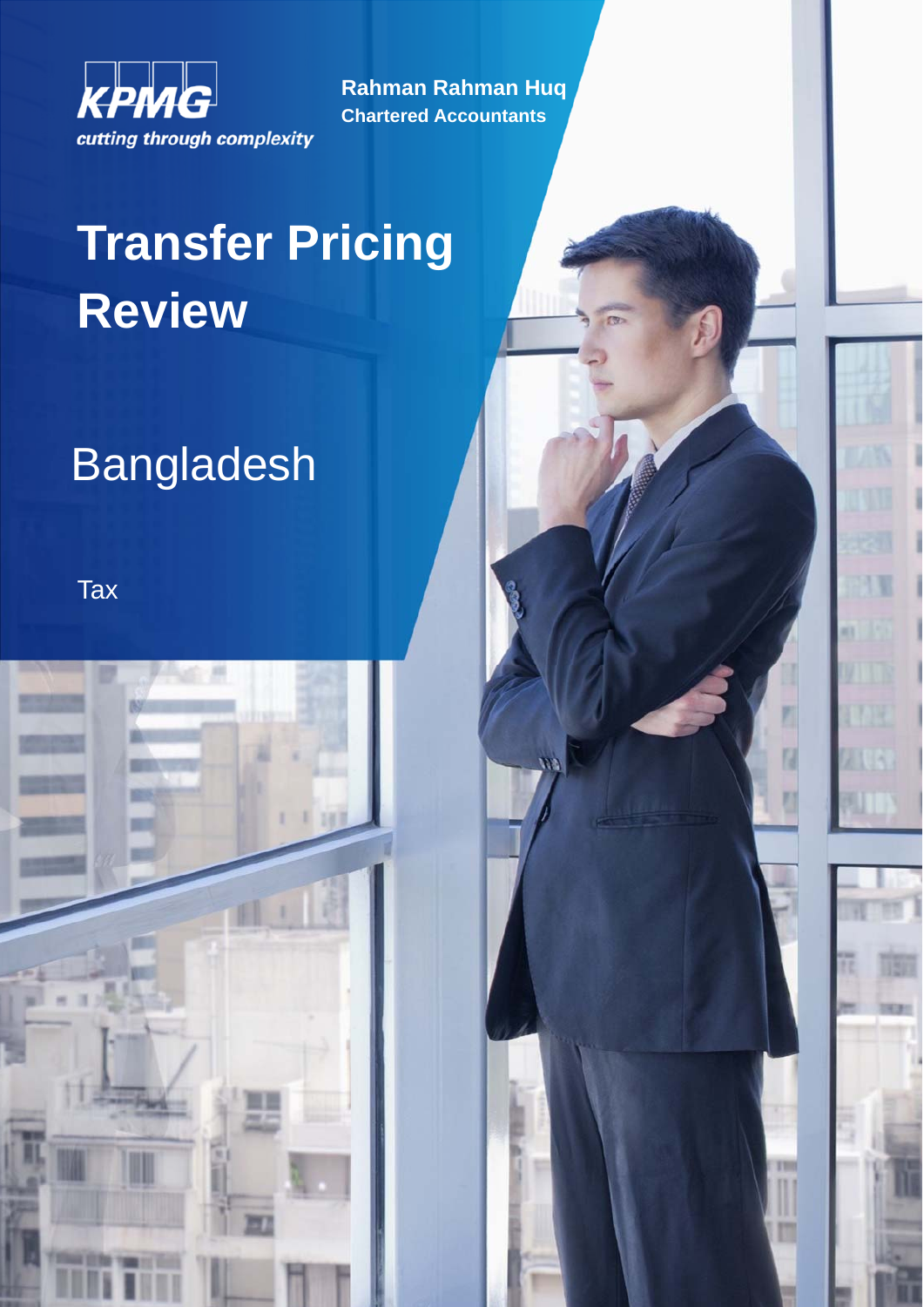KPMG

*cutting through complexity*

**Rahman Rahman Huq**
**Chartered Accountants**

# Transfer Pricing Review

## Bangladesh

Tax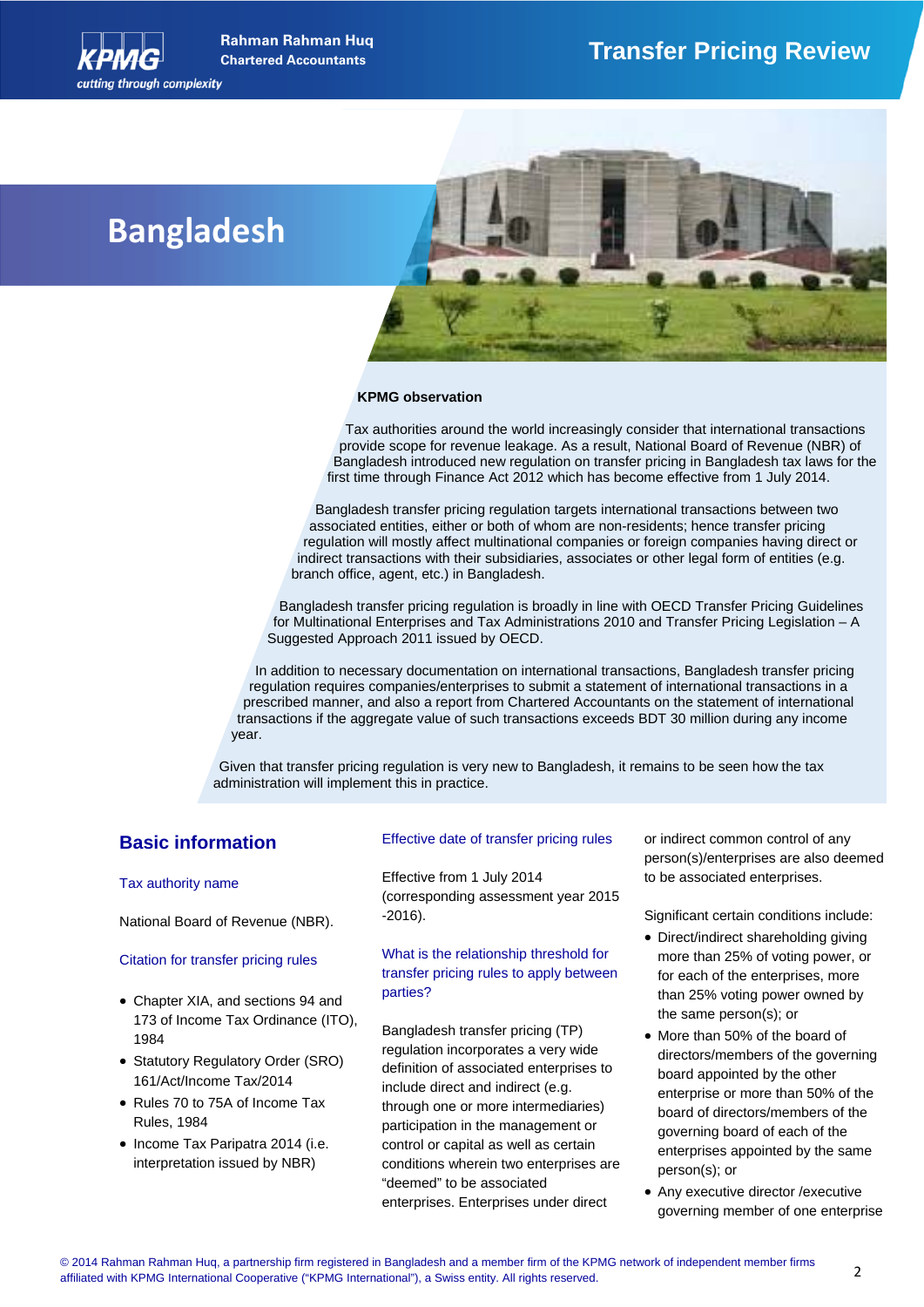# Bangladesh

**KPMG observation**

Tax authorities around the world increasingly consider that international transactions provide scope for revenue leakage. As a result, National Board of Revenue (NBR) of Bangladesh introduced new regulation on transfer pricing in Bangladesh tax laws for the first time through Finance Act 2012 which has become effective from 1 July 2014.

Bangladesh transfer pricing regulation targets international transactions between two associated entities, either or both of whom are non-residents; hence transfer pricing regulation will mostly affect multinational companies or foreign companies having direct or indirect transactions with their subsidiaries, associates or other legal form of entities (e.g. branch office, agent, etc.) in Bangladesh.

Bangladesh transfer pricing regulation is broadly in line with OECD Transfer Pricing Guidelines for Multinational Enterprises and Tax Administrations 2010 and Transfer Pricing Legislation – A Suggested Approach 2011 issued by OECD.

In addition to necessary documentation on international transactions, Bangladesh transfer pricing regulation requires companies/enterprises to submit a statement of international transactions in a prescribed manner, and also a report from Chartered Accountants on the statement of international transactions if the aggregate value of such transactions exceeds BDT 30 million during any income year.

Given that transfer pricing regulation is very new to Bangladesh, it remains to be seen how the tax administration will implement this in practice.

## Basic information

### Tax authority name

National Board of Revenue (NBR).

### Citation for transfer pricing rules

- Chapter XIA, and sections 94 and 173 of Income Tax Ordinance (ITO), 1984
- Statutory Regulatory Order (SRO) 161/Act/Income Tax/2014
- Rules 70 to 75A of Income Tax Rules, 1984
- Income Tax Paripatra 2014 (i.e. interpretation issued by NBR)

### Effective date of transfer pricing rules

Effective from 1 July 2014 (corresponding assessment year 2015 -2016).

### What is the relationship threshold for transfer pricing rules to apply between parties?

Bangladesh transfer pricing (TP) regulation incorporates a very wide definition of associated enterprises to include direct and indirect (e.g. through one or more intermediaries) participation in the management or control or capital as well as certain conditions wherein two enterprises are "deemed" to be associated enterprises. Enterprises under direct or indirect common control of any person(s)/enterprises are also deemed to be associated enterprises.

Significant certain conditions include:

- Direct/indirect shareholding giving more than 25% of voting power, or for each of the enterprises, more than 25% voting power owned by the same person(s); or
- More than 50% of the board of directors/members of the governing board appointed by the other enterprise or more than 50% of the board of directors/members of the governing board of each of the enterprises appointed by the same person(s); or
- Any executive director /executive governing member of one enterprise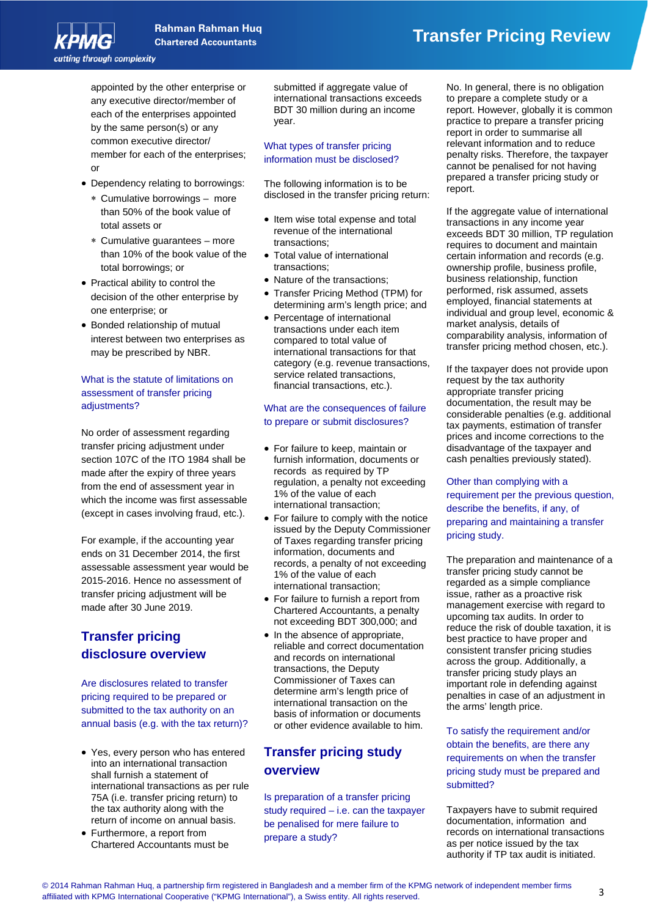appointed by the other enterprise or any executive director/member of each of the enterprises appointed by the same person(s) or any common executive director/ member for each of the enterprises; or

- Dependency relating to borrowings:
  - Cumulative borrowings – more than 50% of the book value of total assets or
  - Cumulative guarantees – more than 10% of the book value of the total borrowings; or
- Practical ability to control the decision of the other enterprise by one enterprise; or
- Bonded relationship of mutual interest between two enterprises as may be prescribed by NBR.

### What is the statute of limitations on assessment of transfer pricing adjustments?

No order of assessment regarding transfer pricing adjustment under section 107C of the ITO 1984 shall be made after the expiry of three years from the end of assessment year in which the income was first assessable (except in cases involving fraud, etc.).

For example, if the accounting year ends on 31 December 2014, the first assessable assessment year would be 2015-2016. Hence no assessment of transfer pricing adjustment will be made after 30 June 2019.

## Transfer pricing disclosure overview

### Are disclosures related to transfer pricing required to be prepared or submitted to the tax authority on an annual basis (e.g. with the tax return)?

- Yes, every person who has entered into an international transaction shall furnish a statement of international transactions as per rule 75A (i.e. transfer pricing return) to the tax authority along with the return of income on annual basis.
- Furthermore, a report from Chartered Accountants must be submitted if aggregate value of international transactions exceeds BDT 30 million during an income year.

### What types of transfer pricing information must be disclosed?

The following information is to be disclosed in the transfer pricing return:

- Item wise total expense and total revenue of the international transactions;
- Total value of international transactions;
- Nature of the transactions;
- Transfer Pricing Method (TPM) for determining arm's length price; and
- Percentage of international transactions under each item compared to total value of international transactions for that category (e.g. revenue transactions, service related transactions, financial transactions, etc.).

### What are the consequences of failure to prepare or submit disclosures?

- For failure to keep, maintain or furnish information, documents or records as required by TP regulation, a penalty not exceeding 1% of the value of each international transaction;
- For failure to comply with the notice issued by the Deputy Commissioner of Taxes regarding transfer pricing information, documents and records, a penalty of not exceeding 1% of the value of each international transaction;
- For failure to furnish a report from Chartered Accountants, a penalty not exceeding BDT 300,000; and
- In the absence of appropriate, reliable and correct documentation and records on international transactions, the Deputy Commissioner of Taxes can determine arm's length price of international transaction on the basis of information or documents or other evidence available to him.

## Transfer pricing study overview

### Is preparation of a transfer pricing study required – i.e. can the taxpayer be penalised for mere failure to prepare a study?

No. In general, there is no obligation to prepare a complete study or a report. However, globally it is common practice to prepare a transfer pricing report in order to summarise all relevant information and to reduce penalty risks. Therefore, the taxpayer cannot be penalised for not having prepared a transfer pricing study or report.

If the aggregate value of international transactions in any income year exceeds BDT 30 million, TP regulation requires to document and maintain certain information and records (e.g. ownership profile, business profile, business relationship, function performed, risk assumed, assets employed, financial statements at individual and group level, economic & market analysis, details of comparability analysis, information of transfer pricing method chosen, etc.).

If the taxpayer does not provide upon request by the tax authority appropriate transfer pricing documentation, the result may be considerable penalties (e.g. additional tax payments, estimation of transfer prices and income corrections to the disadvantage of the taxpayer and cash penalties previously stated).

### Other than complying with a requirement per the previous question, describe the benefits, if any, of preparing and maintaining a transfer pricing study.

The preparation and maintenance of a transfer pricing study cannot be regarded as a simple compliance issue, rather as a proactive risk management exercise with regard to upcoming tax audits. In order to reduce the risk of double taxation, it is best practice to have proper and consistent transfer pricing studies across the group. Additionally, a transfer pricing study plays an important role in defending against penalties in case of an adjustment in the arms' length price.

### To satisfy the requirement and/or obtain the benefits, are there any requirements on when the transfer pricing study must be prepared and submitted?

Taxpayers have to submit required documentation, information and records on international transactions as per notice issued by the tax authority if TP tax audit is initiated.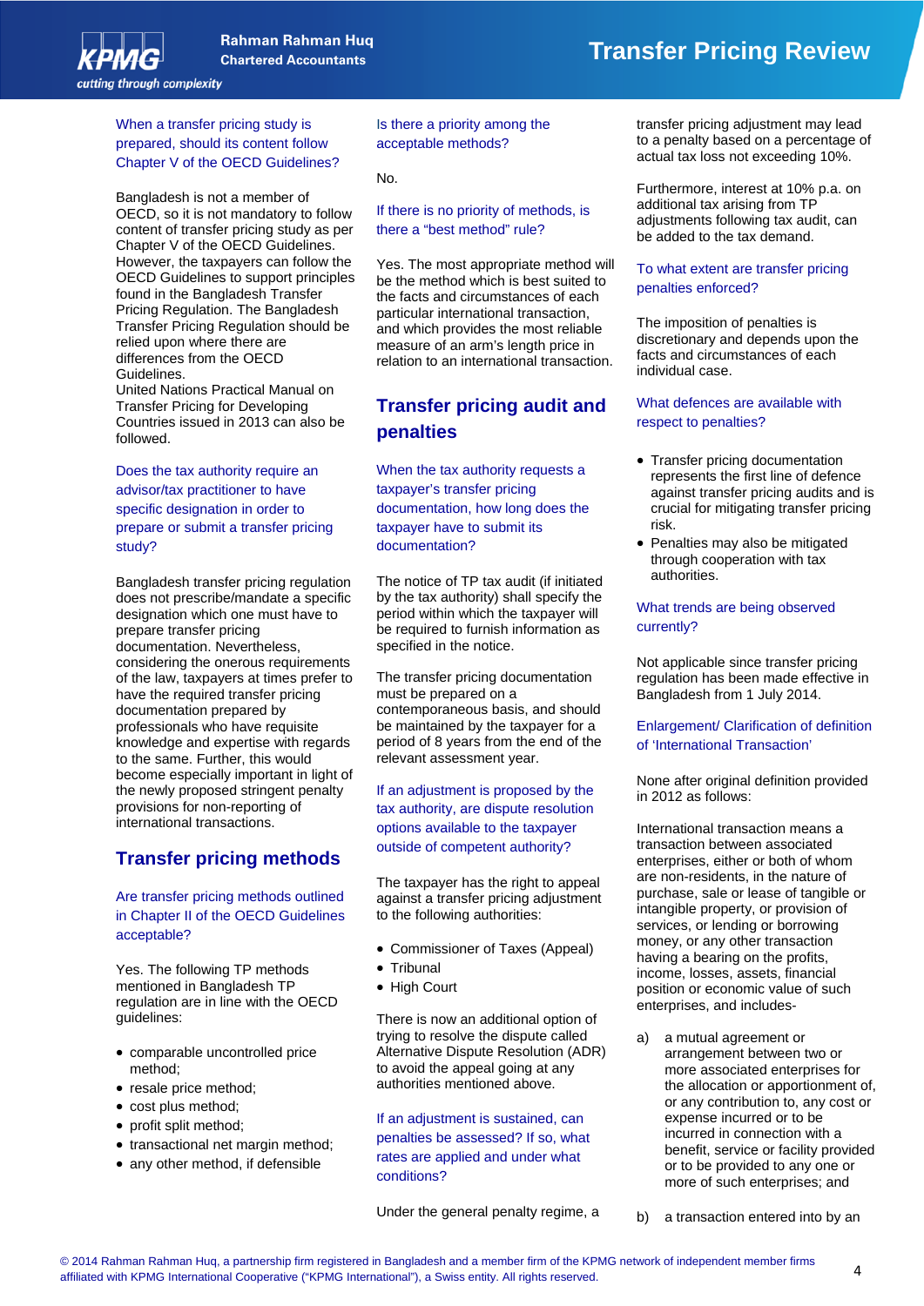When a transfer pricing study is prepared, should its content follow Chapter V of the OECD Guidelines?

Bangladesh is not a member of OECD, so it is not mandatory to follow content of transfer pricing study as per Chapter V of the OECD Guidelines. However, the taxpayers can follow the OECD Guidelines to support principles found in the Bangladesh Transfer Pricing Regulation. The Bangladesh Transfer Pricing Regulation should be relied upon where there are differences from the OECD Guidelines.
United Nations Practical Manual on Transfer Pricing for Developing Countries issued in 2013 can also be followed.

Does the tax authority require an advisor/tax practitioner to have specific designation in order to prepare or submit a transfer pricing study?

Bangladesh transfer pricing regulation does not prescribe/mandate a specific designation which one must have to prepare transfer pricing documentation. Nevertheless, considering the onerous requirements of the law, taxpayers at times prefer to have the required transfer pricing documentation prepared by professionals who have requisite knowledge and expertise with regards to the same. Further, this would become especially important in light of the newly proposed stringent penalty provisions for non-reporting of international transactions.

## Transfer pricing methods

Are transfer pricing methods outlined in Chapter II of the OECD Guidelines acceptable?

Yes. The following TP methods mentioned in Bangladesh TP regulation are in line with the OECD guidelines:

- comparable uncontrolled price method;
- resale price method;
- cost plus method;
- profit split method;
- transactional net margin method;
- any other method, if defensible

Is there a priority among the acceptable methods?

No.

If there is no priority of methods, is there a "best method" rule?

Yes. The most appropriate method will be the method which is best suited to the facts and circumstances of each particular international transaction, and which provides the most reliable measure of an arm's length price in relation to an international transaction.

## Transfer pricing audit and penalties

When the tax authority requests a taxpayer's transfer pricing documentation, how long does the taxpayer have to submit its documentation?

The notice of TP tax audit (if initiated by the tax authority) shall specify the period within which the taxpayer will be required to furnish information as specified in the notice.

The transfer pricing documentation must be prepared on a contemporaneous basis, and should be maintained by the taxpayer for a period of 8 years from the end of the relevant assessment year.

If an adjustment is proposed by the tax authority, are dispute resolution options available to the taxpayer outside of competent authority?

The taxpayer has the right to appeal against a transfer pricing adjustment to the following authorities:

- Commissioner of Taxes (Appeal)
- Tribunal
- High Court

There is now an additional option of trying to resolve the dispute called Alternative Dispute Resolution (ADR) to avoid the appeal going at any authorities mentioned above.

If an adjustment is sustained, can penalties be assessed? If so, what rates are applied and under what conditions?

Under the general penalty regime, a transfer pricing adjustment may lead to a penalty based on a percentage of actual tax loss not exceeding 10%.

Furthermore, interest at 10% p.a. on additional tax arising from TP adjustments following tax audit, can be added to the tax demand.

To what extent are transfer pricing penalties enforced?

The imposition of penalties is discretionary and depends upon the facts and circumstances of each individual case.

What defences are available with respect to penalties?

- Transfer pricing documentation represents the first line of defence against transfer pricing audits and is crucial for mitigating transfer pricing risk.
- Penalties may also be mitigated through cooperation with tax authorities.

What trends are being observed currently?

Not applicable since transfer pricing regulation has been made effective in Bangladesh from 1 July 2014.

Enlargement/ Clarification of definition of 'International Transaction'

None after original definition provided in 2012 as follows:

International transaction means a transaction between associated enterprises, either or both of whom are non-residents, in the nature of purchase, sale or lease of tangible or intangible property, or provision of services, or lending or borrowing money, or any other transaction having a bearing on the profits, income, losses, assets, financial position or economic value of such enterprises, and includes-

a) a mutual agreement or arrangement between two or more associated enterprises for the allocation or apportionment of, or any contribution to, any cost or expense incurred or to be incurred in connection with a benefit, service or facility provided or to be provided to any one or more of such enterprises; and

b) a transaction entered into by an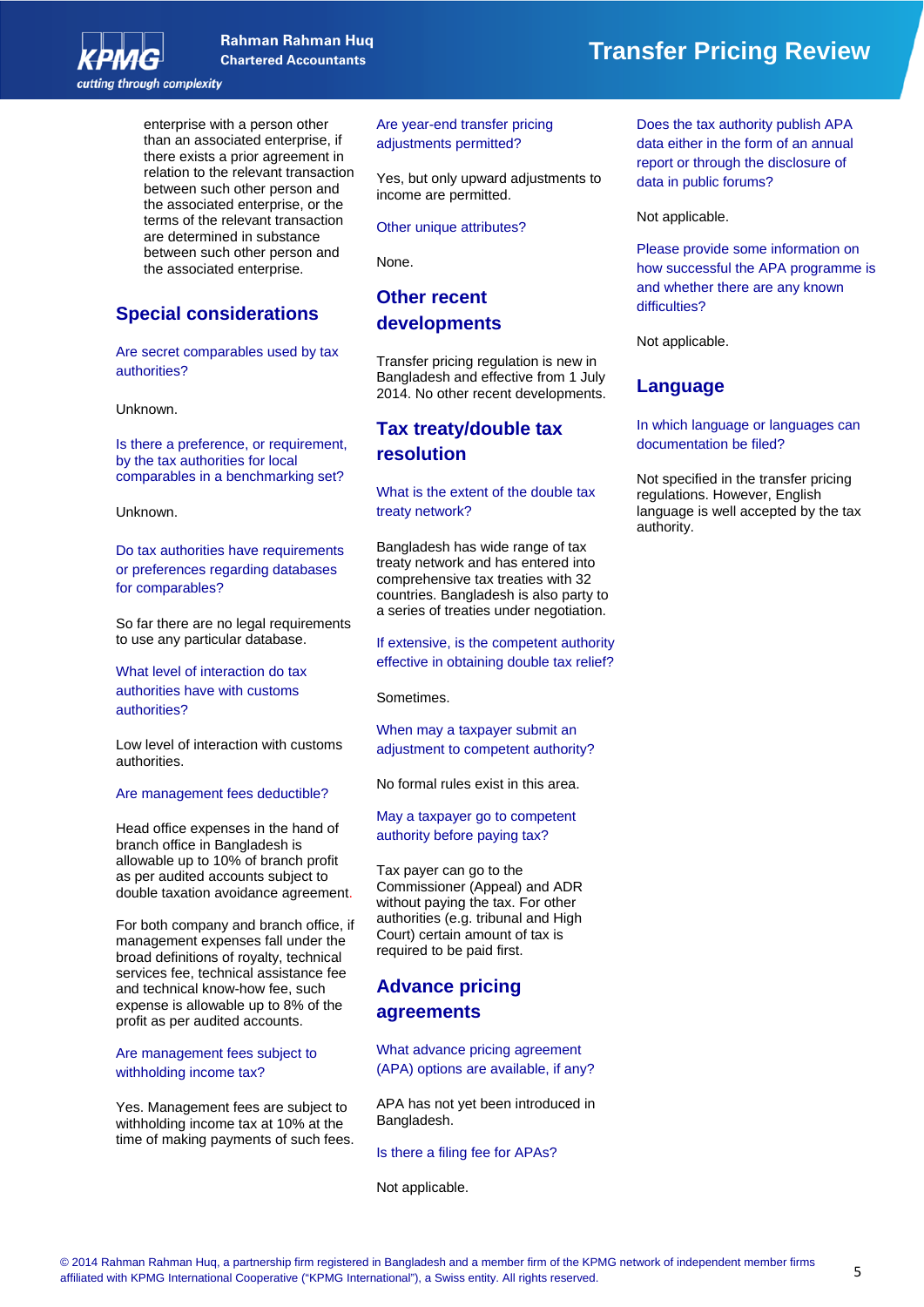enterprise with a person other than an associated enterprise, if there exists a prior agreement in relation to the relevant transaction between such other person and the associated enterprise, or the terms of the relevant transaction are determined in substance between such other person and the associated enterprise.

## Special considerations

### Are secret comparables used by tax authorities?

Unknown.

### Is there a preference, or requirement, by the tax authorities for local comparables in a benchmarking set?

Unknown.

### Do tax authorities have requirements or preferences regarding databases for comparables?

So far there are no legal requirements to use any particular database.

### What level of interaction do tax authorities have with customs authorities?

Low level of interaction with customs authorities.

### Are management fees deductible?

Head office expenses in the hand of branch office in Bangladesh is allowable up to 10% of branch profit as per audited accounts subject to double taxation avoidance agreement.

For both company and branch office, if management expenses fall under the broad definitions of royalty, technical services fee, technical assistance fee and technical know-how fee, such expense is allowable up to 8% of the profit as per audited accounts.

### Are management fees subject to withholding income tax?

Yes. Management fees are subject to withholding income tax at 10% at the time of making payments of such fees.

### Are year-end transfer pricing adjustments permitted?

Yes, but only upward adjustments to income are permitted.

### Other unique attributes?

None.

## Other recent developments

Transfer pricing regulation is new in Bangladesh and effective from 1 July 2014. No other recent developments.

## Tax treaty/double tax resolution

### What is the extent of the double tax treaty network?

Bangladesh has wide range of tax treaty network and has entered into comprehensive tax treaties with 32 countries. Bangladesh is also party to a series of treaties under negotiation.

### If extensive, is the competent authority effective in obtaining double tax relief?

Sometimes.

### When may a taxpayer submit an adjustment to competent authority?

No formal rules exist in this area.

### May a taxpayer go to competent authority before paying tax?

Tax payer can go to the Commissioner (Appeal) and ADR without paying the tax. For other authorities (e.g. tribunal and High Court) certain amount of tax is required to be paid first.

## Advance pricing agreements

### What advance pricing agreement (APA) options are available, if any?

APA has not yet been introduced in Bangladesh.

### Is there a filing fee for APAs?

Not applicable.

### Does the tax authority publish APA data either in the form of an annual report or through the disclosure of data in public forums?

Not applicable.

### Please provide some information on how successful the APA programme is and whether there are any known difficulties?

Not applicable.

## Language

### In which language or languages can documentation be filed?

Not specified in the transfer pricing regulations. However, English language is well accepted by the tax authority.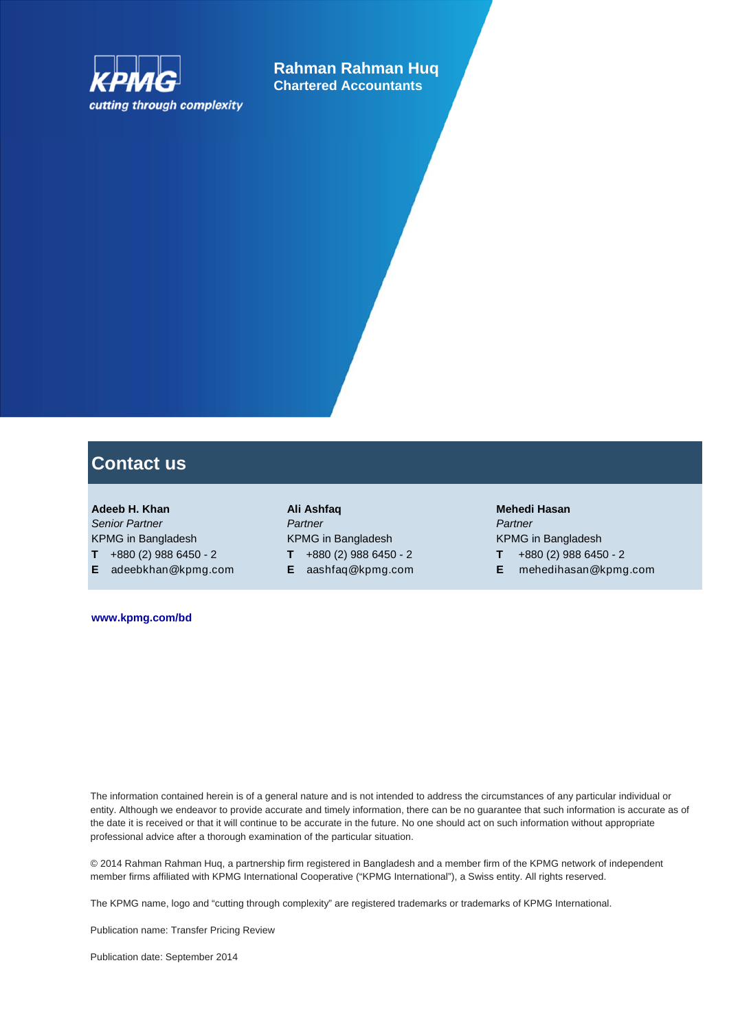KPMG

cutting through complexity

**Rahman Rahman Huq**
**Chartered Accountants**

## Contact us

**Adeeb H. Khan**
*Senior Partner*
KPMG in Bangladesh
**T** +880 (2) 988 6450 - 2
**E** adeebkhan@kpmg.com

**Ali Ashfaq**
*Partner*
KPMG in Bangladesh
**T** +880 (2) 988 6450 - 2
**E** aashfaq@kpmg.com

**Mehedi Hasan**
*Partner*
KPMG in Bangladesh
**T** +880 (2) 988 6450 - 2
**E** mehedihasan@kpmg.com

**www.kpmg.com/bd**

The information contained herein is of a general nature and is not intended to address the circumstances of any particular individual or entity. Although we endeavor to provide accurate and timely information, there can be no guarantee that such information is accurate as of the date it is received or that it will continue to be accurate in the future. No one should act on such information without appropriate professional advice after a thorough examination of the particular situation.

© 2014 Rahman Rahman Huq, a partnership firm registered in Bangladesh and a member firm of the KPMG network of independent member firms affiliated with KPMG International Cooperative ("KPMG International"), a Swiss entity. All rights reserved.

The KPMG name, logo and "cutting through complexity" are registered trademarks or trademarks of KPMG International.

Publication name: Transfer Pricing Review

Publication date: September 2014